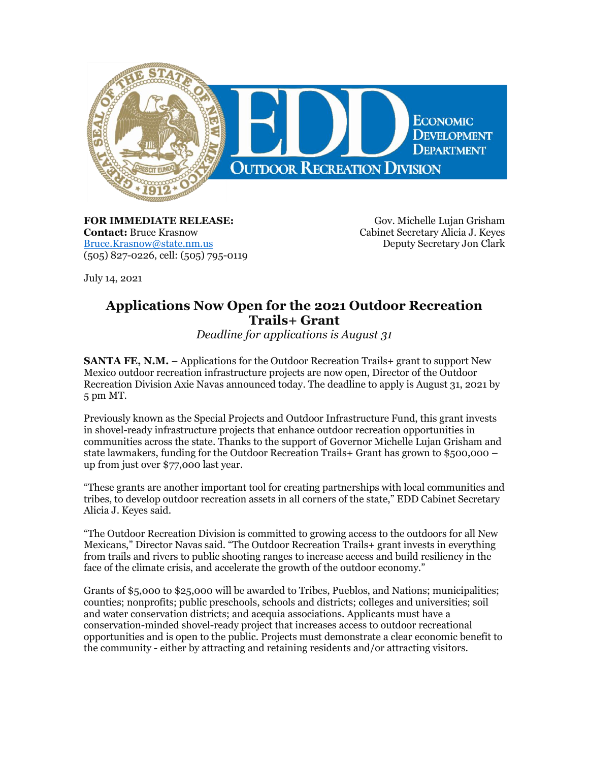**FOR IMMEDIATE RELEASE:**
**Contact:** Bruce Krasnow
Bruce.Krasnow@state.nm.us
(505) 827-0226, cell: (505) 795-0119

Gov. Michelle Lujan Grisham
Cabinet Secretary Alicia J. Keyes
Deputy Secretary Jon Clark

July 14, 2021

# Applications Now Open for the 2021 Outdoor Recreation Trails+ Grant

*Deadline for applications is August 31*

**SANTA FE, N.M.** – Applications for the Outdoor Recreation Trails+ grant to support New Mexico outdoor recreation infrastructure projects are now open, Director of the Outdoor Recreation Division Axie Navas announced today. The deadline to apply is August 31, 2021 by 5 pm MT.

Previously known as the Special Projects and Outdoor Infrastructure Fund, this grant invests in shovel-ready infrastructure projects that enhance outdoor recreation opportunities in communities across the state. Thanks to the support of Governor Michelle Lujan Grisham and state lawmakers, funding for the Outdoor Recreation Trails+ Grant has grown to $500,000 – up from just over $77,000 last year.

"These grants are another important tool for creating partnerships with local communities and tribes, to develop outdoor recreation assets in all corners of the state," EDD Cabinet Secretary Alicia J. Keyes said.

"The Outdoor Recreation Division is committed to growing access to the outdoors for all New Mexicans," Director Navas said. "The Outdoor Recreation Trails+ grant invests in everything from trails and rivers to public shooting ranges to increase access and build resiliency in the face of the climate crisis, and accelerate the growth of the outdoor economy."

Grants of $5,000 to $25,000 will be awarded to Tribes, Pueblos, and Nations; municipalities; counties; nonprofits; public preschools, schools and districts; colleges and universities; soil and water conservation districts; and acequia associations. Applicants must have a conservation-minded shovel-ready project that increases access to outdoor recreational opportunities and is open to the public. Projects must demonstrate a clear economic benefit to the community - either by attracting and retaining residents and/or attracting visitors.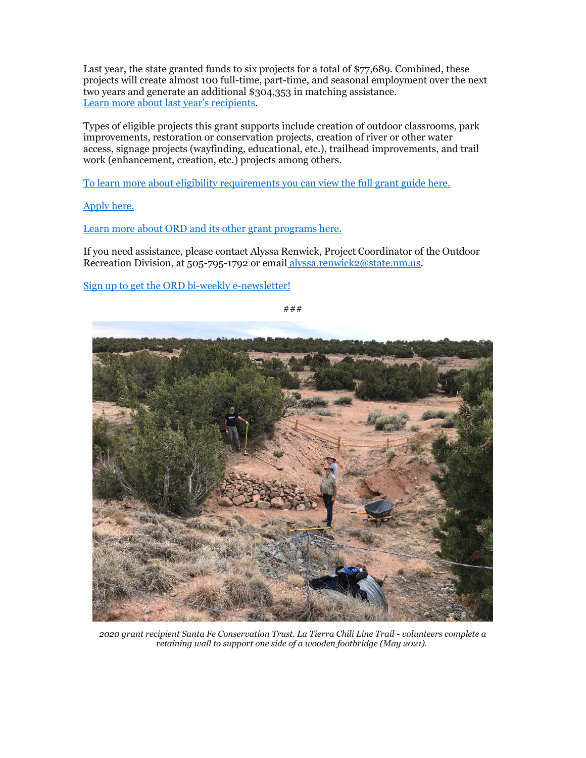Last year, the state granted funds to six projects for a total of $77,689. Combined, these projects will create almost 100 full-time, part-time, and seasonal employment over the next two years and generate an additional $304,353 in matching assistance.
[Learn more about last year's recipients](#).

Types of eligible projects this grant supports include creation of outdoor classrooms, park improvements, restoration or conservation projects, creation of river or other water access, signage projects (wayfinding, educational, etc.), trailhead improvements, and trail work (enhancement, creation, etc.) projects among others.

[To learn more about eligibility requirements you can view the full grant guide here.](#)

[Apply here.](#)

[Learn more about ORD and its other grant programs here.](#)

If you need assistance, please contact Alyssa Renwick, Project Coordinator of the Outdoor Recreation Division, at 505-795-1792 or email alyssa.renwick2@state.nm.us.

[Sign up to get the ORD bi-weekly e-newsletter!](#)

###

*2020 grant recipient Santa Fe Conservation Trust. La Tierra Chili Line Trail - volunteers complete a retaining wall to support one side of a wooden footbridge (May 2021).*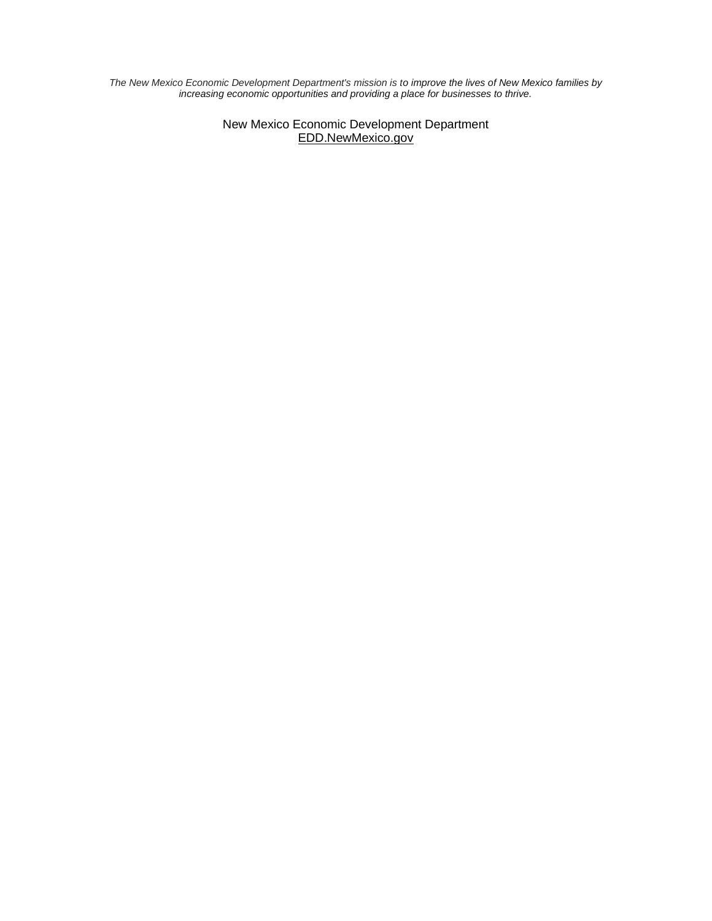*The New Mexico Economic Development Department's mission is to improve the lives of New Mexico families by increasing economic opportunities and providing a place for businesses to thrive.*

New Mexico Economic Development Department
EDD.NewMexico.gov